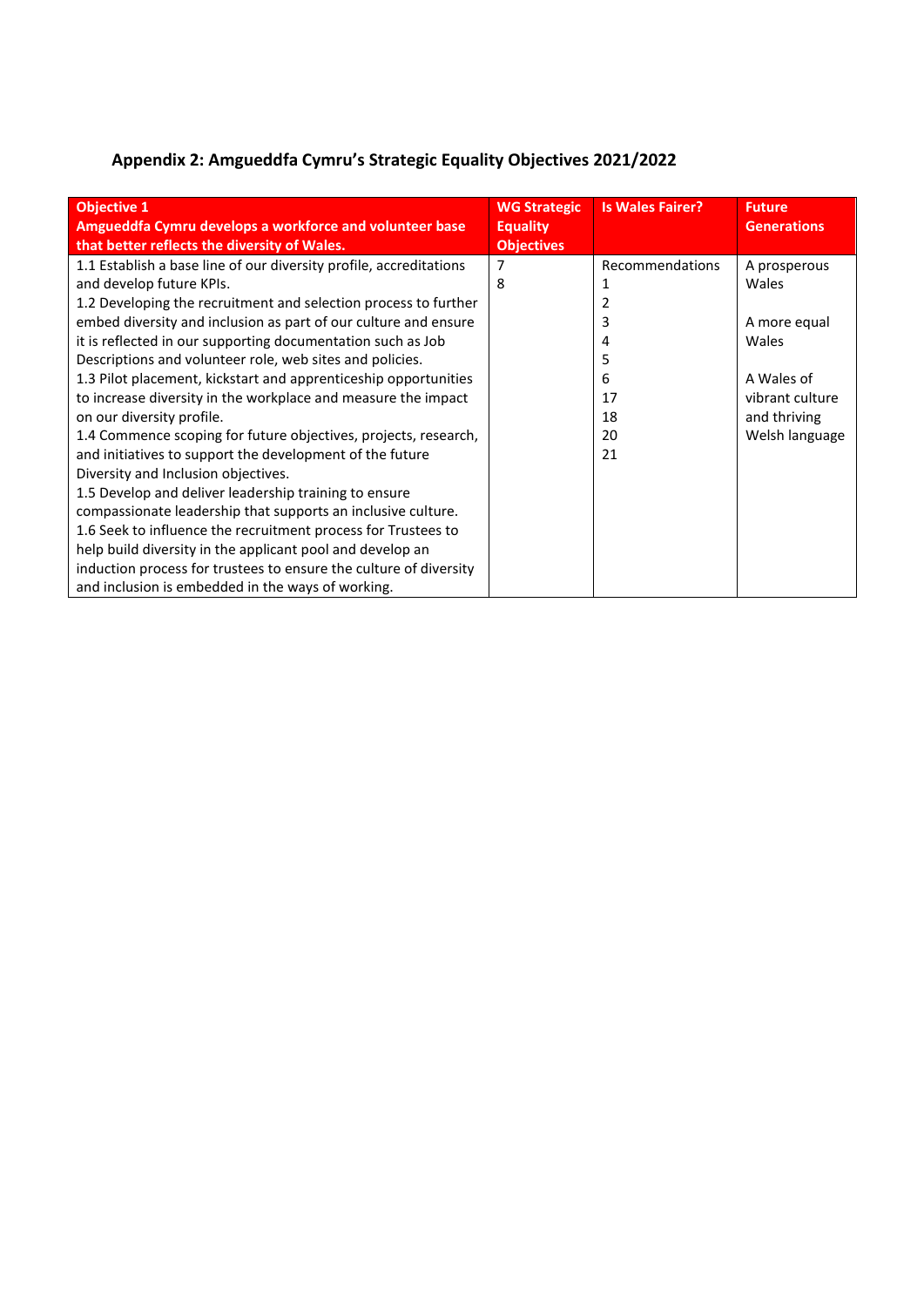## Appendix 2: Amgueddfa Cymru's Strategic Equality Objectives 2021/2022

| **Objective 1**<br>**Amgueddfa Cymru develops a workforce and volunteer base that better reflects the diversity of Wales.** | **WG Strategic Equality Objectives** | **Is Wales Fairer?** | **Future Generations** |
|---|---|---|---|
| 1.1 Establish a base line of our diversity profile, accreditations and develop future KPIs.<br>1.2 Developing the recruitment and selection process to further embed diversity and inclusion as part of our culture and ensure it is reflected in our supporting documentation such as Job Descriptions and volunteer role, web sites and policies.<br>1.3 Pilot placement, kickstart and apprenticeship opportunities to increase diversity in the workplace and measure the impact on our diversity profile.<br>1.4 Commence scoping for future objectives, projects, research, and initiatives to support the development of the future Diversity and Inclusion objectives.<br>1.5 Develop and deliver leadership training to ensure compassionate leadership that supports an inclusive culture.<br>1.6 Seek to influence the recruitment process for Trustees to help build diversity in the applicant pool and develop an induction process for trustees to ensure the culture of diversity and inclusion is embedded in the ways of working. | 7<br>8 | Recommendations<br>1<br>2<br>3<br>4<br>5<br>6<br>17<br>18<br>20<br>21 | A prosperous Wales<br><br>A more equal Wales<br><br>A Wales of vibrant culture and thriving Welsh language |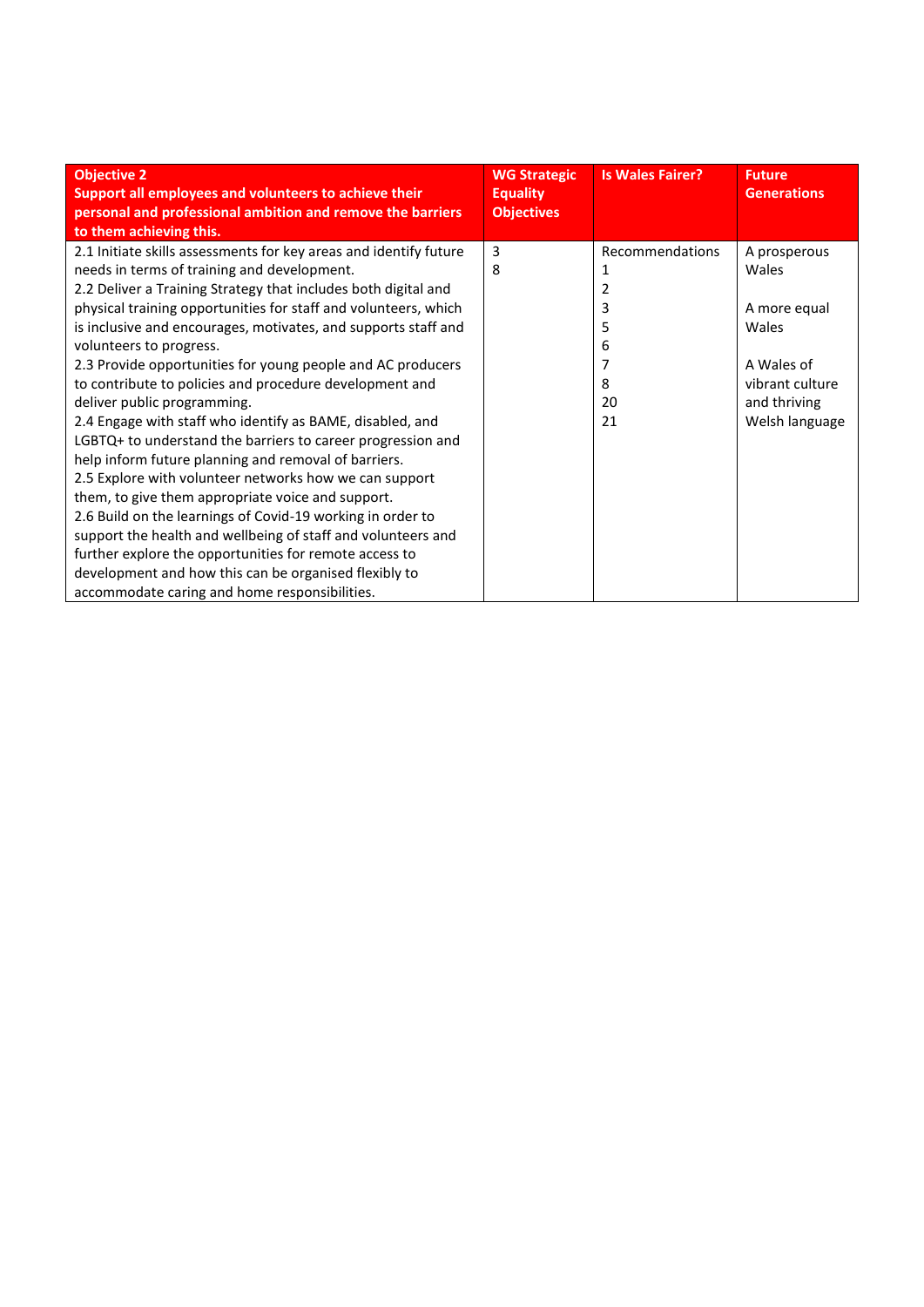| **Objective 2**<br>**Support all employees and volunteers to achieve their personal and professional ambition and remove the barriers to them achieving this.** | **WG Strategic Equality Objectives** | **Is Wales Fairer?** | **Future Generations** |
|---|---|---|---|
| 2.1 Initiate skills assessments for key areas and identify future needs in terms of training and development.<br>2.2 Deliver a Training Strategy that includes both digital and physical training opportunities for staff and volunteers, which is inclusive and encourages, motivates, and supports staff and volunteers to progress.<br>2.3 Provide opportunities for young people and AC producers to contribute to policies and procedure development and deliver public programming.<br>2.4 Engage with staff who identify as BAME, disabled, and LGBTQ+ to understand the barriers to career progression and help inform future planning and removal of barriers.<br>2.5 Explore with volunteer networks how we can support them, to give them appropriate voice and support.<br>2.6 Build on the learnings of Covid-19 working in order to support the health and wellbeing of staff and volunteers and further explore the opportunities for remote access to development and how this can be organised flexibly to accommodate caring and home responsibilities. | 3<br>8 | Recommendations<br>1<br>2<br>3<br>5<br>6<br>7<br>8<br>20<br>21 | A prosperous Wales<br><br>A more equal Wales<br><br>A Wales of vibrant culture and thriving Welsh language |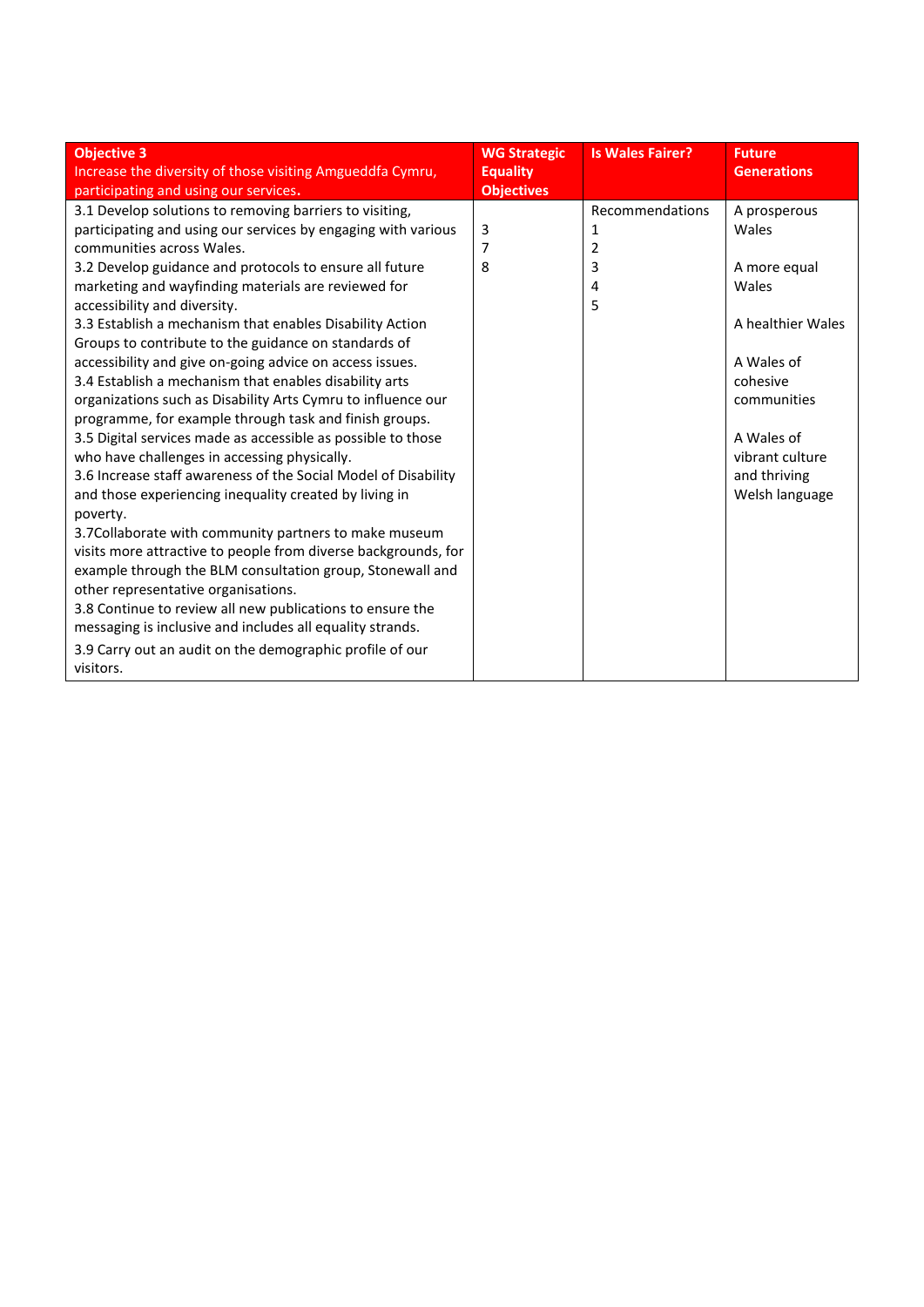| **Objective 3** Increase the diversity of those visiting Amgueddfa Cymru, participating and using our services. | **WG Strategic Equality Objectives** | **Is Wales Fairer?** | **Future Generations** |
|---|---|---|---|
| 3.1 Develop solutions to removing barriers to visiting, participating and using our services by engaging with various communities across Wales.<br>3.2 Develop guidance and protocols to ensure all future marketing and wayfinding materials are reviewed for accessibility and diversity.<br>3.3 Establish a mechanism that enables Disability Action Groups to contribute to the guidance on standards of accessibility and give on-going advice on access issues.<br>3.4 Establish a mechanism that enables disability arts organizations such as Disability Arts Cymru to influence our programme, for example through task and finish groups.<br>3.5 Digital services made as accessible as possible to those who have challenges in accessing physically.<br>3.6 Increase staff awareness of the Social Model of Disability and those experiencing inequality created by living in poverty.<br>3.7Collaborate with community partners to make museum visits more attractive to people from diverse backgrounds, for example through the BLM consultation group, Stonewall and other representative organisations.<br>3.8 Continue to review all new publications to ensure the messaging is inclusive and includes all equality strands.<br>3.9 Carry out an audit on the demographic profile of our visitors. | 3<br>7<br>8 | Recommendations<br>1<br>2<br>3<br>4<br>5 | A prosperous Wales<br><br>A more equal Wales<br><br>A healthier Wales<br><br>A Wales of cohesive communities<br><br>A Wales of vibrant culture and thriving Welsh language |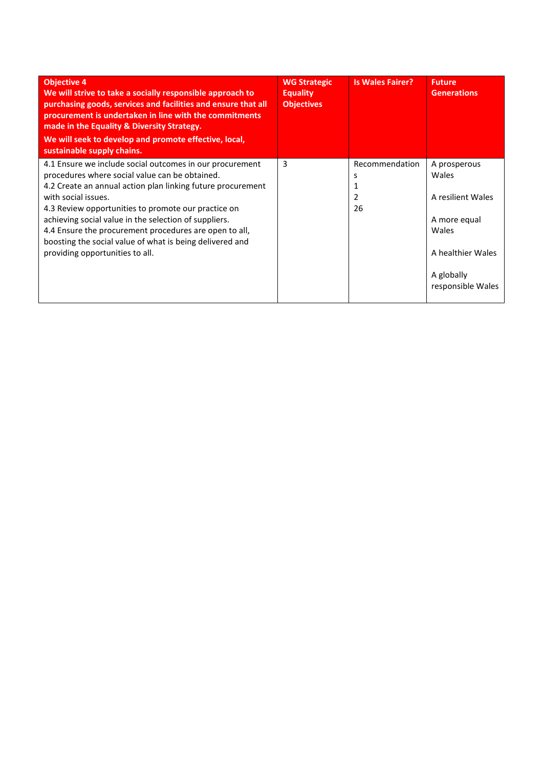| **Objective 4**<br>**We will strive to take a socially responsible approach to purchasing goods, services and facilities and ensure that all procurement is undertaken in line with the commitments made in the Equality & Diversity Strategy.**<br>**We will seek to develop and promote effective, local, sustainable supply chains.** | **WG Strategic Equality Objectives** | **Is Wales Fairer?** | **Future Generations** |
|---|---|---|---|
| 4.1 Ensure we include social outcomes in our procurement procedures where social value can be obtained.<br>4.2 Create an annual action plan linking future procurement with social issues.<br>4.3 Review opportunities to promote our practice on achieving social value in the selection of suppliers.<br>4.4 Ensure the procurement procedures are open to all, boosting the social value of what is being delivered and providing opportunities to all. | 3 | Recommendations<br>1<br>2<br>26 | A prosperous Wales<br><br>A resilient Wales<br><br>A more equal Wales<br><br>A healthier Wales<br><br>A globally responsible Wales |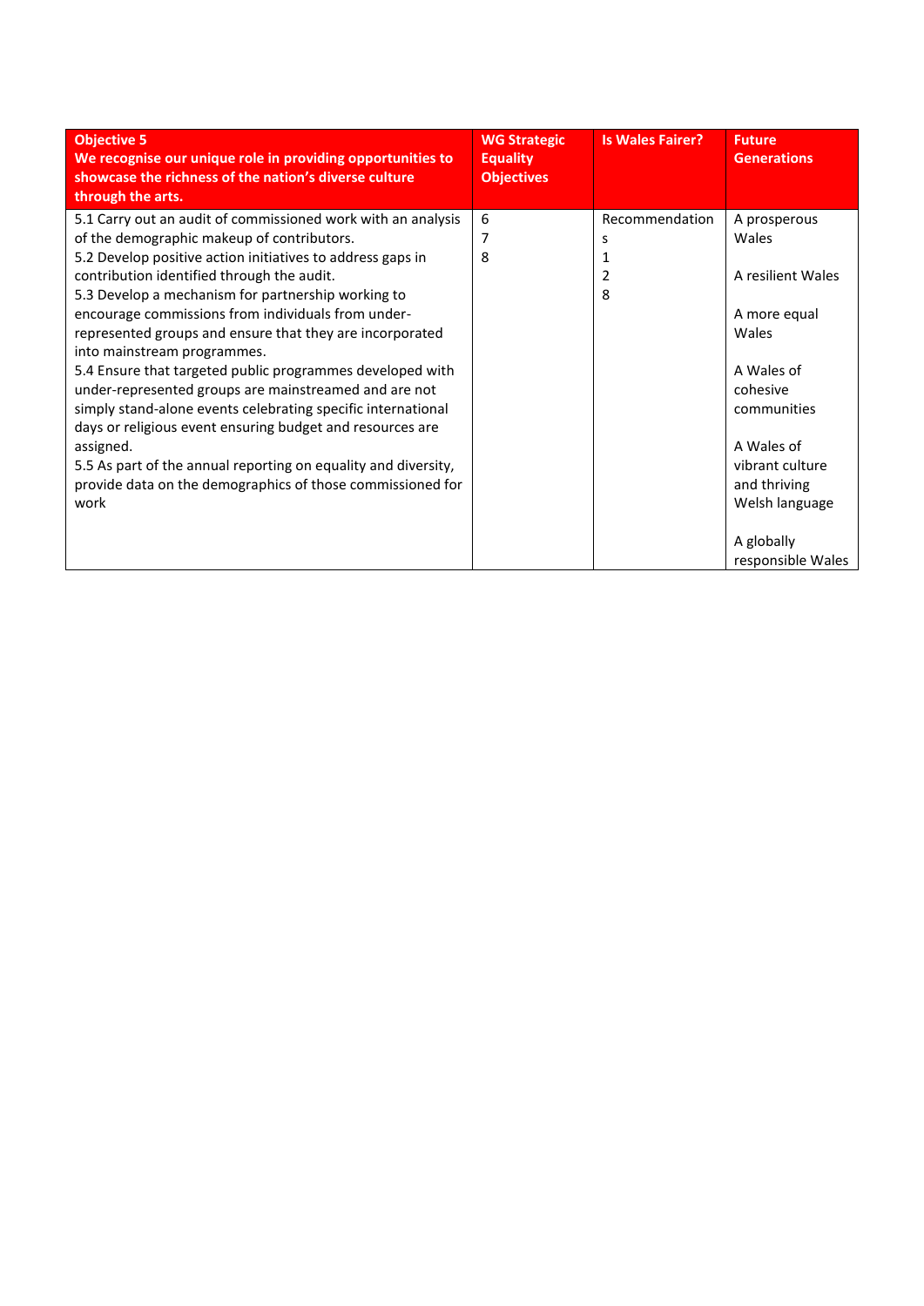| Objective 5<br>We recognise our unique role in providing opportunities to showcase the richness of the nation's diverse culture through the arts. | WG Strategic Equality Objectives | Is Wales Fairer? | Future Generations |
|---|---|---|---|
| 5.1 Carry out an audit of commissioned work with an analysis of the demographic makeup of contributors.<br>5.2 Develop positive action initiatives to address gaps in contribution identified through the audit.<br>5.3 Develop a mechanism for partnership working to encourage commissions from individuals from under-represented groups and ensure that they are incorporated into mainstream programmes.<br>5.4 Ensure that targeted public programmes developed with under-represented groups are mainstreamed and are not simply stand-alone events celebrating specific international days or religious event ensuring budget and resources are assigned.<br>5.5 As part of the annual reporting on equality and diversity, provide data on the demographics of those commissioned for work | 6<br>7<br>8 | Recommendations<br>1<br>2<br>8 | A prosperous Wales<br><br>A resilient Wales<br><br>A more equal Wales<br><br>A Wales of cohesive communities<br><br>A Wales of vibrant culture and thriving Welsh language<br><br>A globally responsible Wales |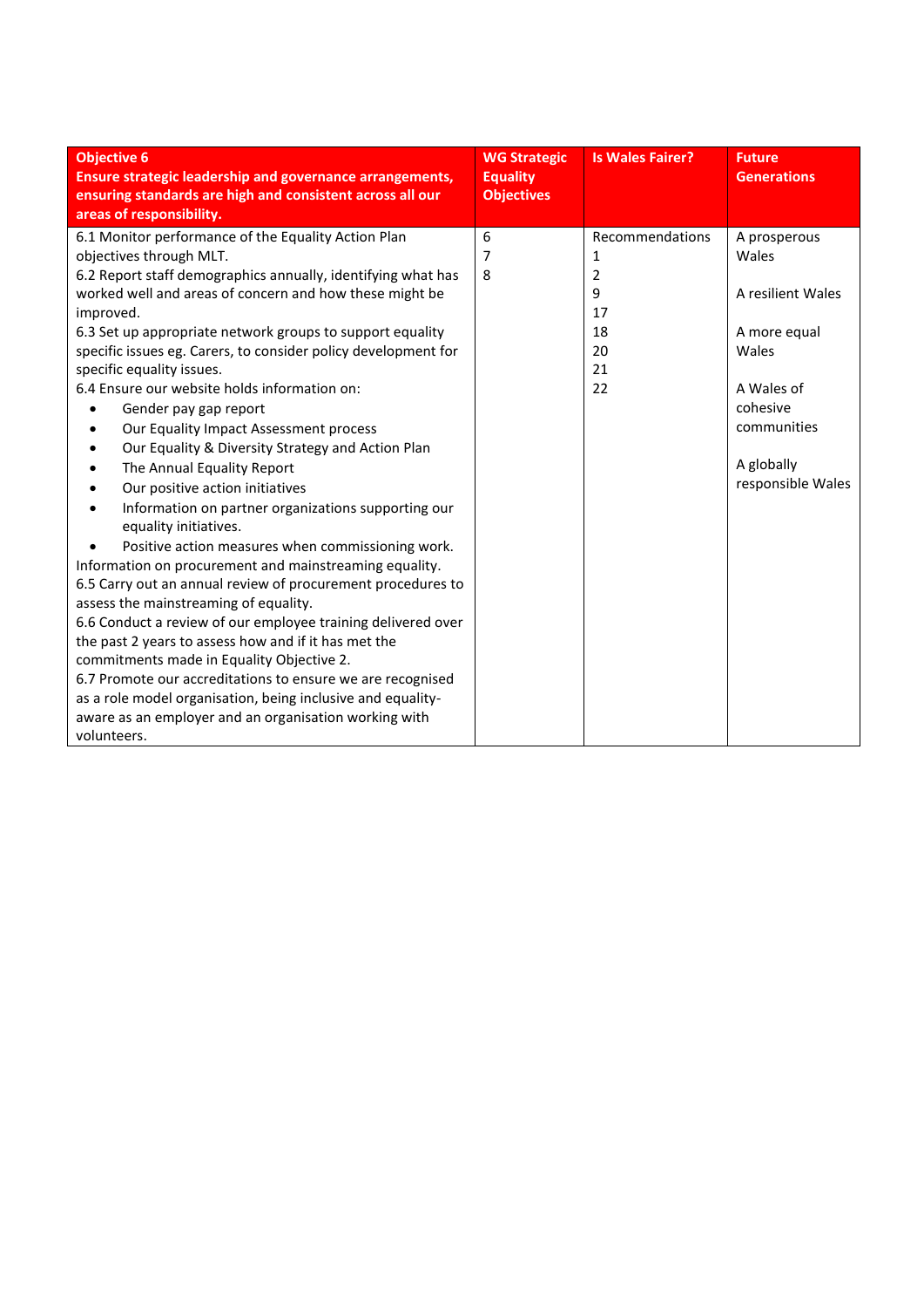| **Objective 6**<br>**Ensure strategic leadership and governance arrangements, ensuring standards are high and consistent across all our areas of responsibility.** | **WG Strategic Equality Objectives** | **Is Wales Fairer?** | **Future Generations** |
|---|---|---|---|
| 6.1 Monitor performance of the Equality Action Plan objectives through MLT.<br>6.2 Report staff demographics annually, identifying what has worked well and areas of concern and how these might be improved.<br>6.3 Set up appropriate network groups to support equality specific issues eg. Carers, to consider policy development for specific equality issues.<br>6.4 Ensure our website holds information on:<br>• Gender pay gap report<br>• Our Equality Impact Assessment process<br>• Our Equality & Diversity Strategy and Action Plan<br>• The Annual Equality Report<br>• Our positive action initiatives<br>• Information on partner organizations supporting our equality initiatives.<br>• Positive action measures when commissioning work.<br>Information on procurement and mainstreaming equality.<br>6.5 Carry out an annual review of procurement procedures to assess the mainstreaming of equality.<br>6.6 Conduct a review of our employee training delivered over the past 2 years to assess how and if it has met the commitments made in Equality Objective 2.<br>6.7 Promote our accreditations to ensure we are recognised as a role model organisation, being inclusive and equality-aware as an employer and an organisation working with volunteers. | 6<br>7<br>8 | Recommendations<br>1<br>2<br>9<br>17<br>18<br>20<br>21<br>22 | A prosperous Wales<br><br>A resilient Wales<br><br>A more equal Wales<br><br>A Wales of cohesive communities<br><br>A globally responsible Wales |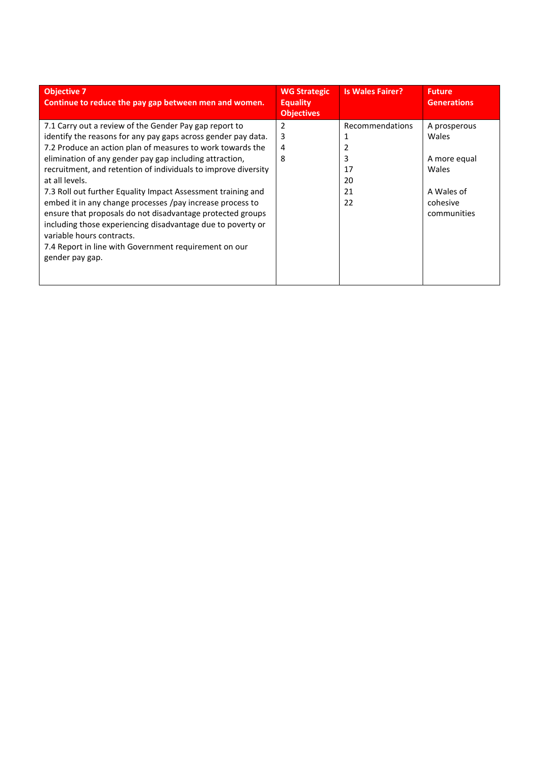| **Objective 7**<br>**Continue to reduce the pay gap between men and women.** | **WG Strategic Equality Objectives** | **Is Wales Fairer?** | **Future Generations** |
|---|---|---|---|
| 7.1 Carry out a review of the Gender Pay gap report to identify the reasons for any pay gaps across gender pay data.<br>7.2 Produce an action plan of measures to work towards the elimination of any gender pay gap including attraction, recruitment, and retention of individuals to improve diversity at all levels.<br>7.3 Roll out further Equality Impact Assessment training and embed it in any change processes /pay increase process to ensure that proposals do not disadvantage protected groups including those experiencing disadvantage due to poverty or variable hours contracts.<br>7.4 Report in line with Government requirement on our gender pay gap. | 2<br>3<br>4<br>8 | Recommendations<br>1<br>2<br>3<br>17<br>20<br>21<br>22 | A prosperous Wales<br><br>A more equal Wales<br><br>A Wales of cohesive communities |